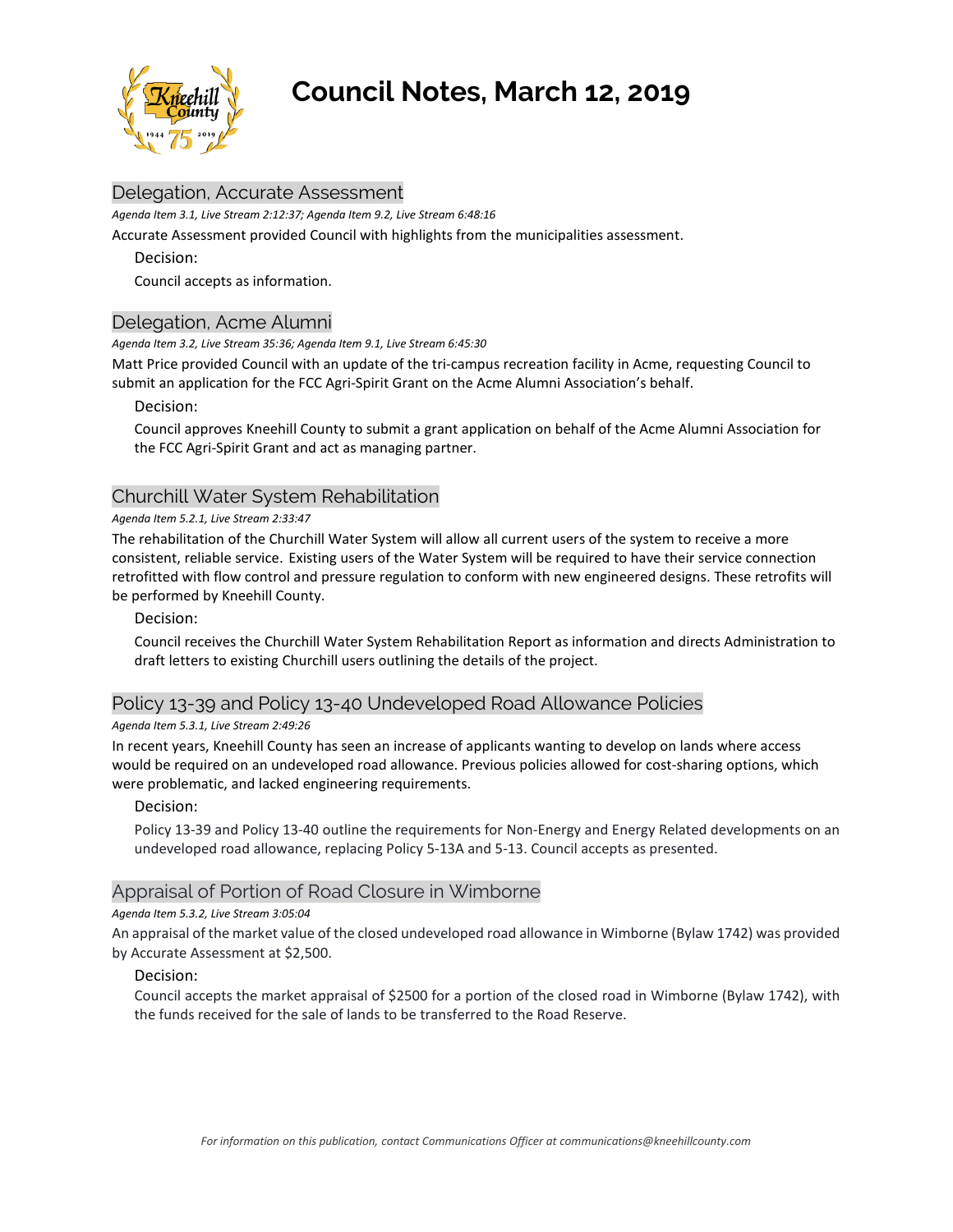# Council Notes, March 12, 2019

## Delegation, Accurate Assessment

*Agenda Item 3.1, Live Stream 2:12:37; Agenda Item 9.2, Live Stream 6:48:16*

Accurate Assessment provided Council with highlights from the municipalities assessment.

Decision:

Council accepts as information.

## Delegation, Acme Alumni

*Agenda Item 3.2, Live Stream 35:36; Agenda Item 9.1, Live Stream 6:45:30*

Matt Price provided Council with an update of the tri-campus recreation facility in Acme, requesting Council to submit an application for the FCC Agri-Spirit Grant on the Acme Alumni Association's behalf.

Decision:

Council approves Kneehill County to submit a grant application on behalf of the Acme Alumni Association for the FCC Agri-Spirit Grant and act as managing partner.

## Churchill Water System Rehabilitation

*Agenda Item 5.2.1, Live Stream 2:33:47*

The rehabilitation of the Churchill Water System will allow all current users of the system to receive a more consistent, reliable service. Existing users of the Water System will be required to have their service connection retrofitted with flow control and pressure regulation to conform with new engineered designs. These retrofits will be performed by Kneehill County.

Decision:

Council receives the Churchill Water System Rehabilitation Report as information and directs Administration to draft letters to existing Churchill users outlining the details of the project.

## Policy 13-39 and Policy 13-40 Undeveloped Road Allowance Policies

*Agenda Item 5.3.1, Live Stream 2:49:26*

In recent years, Kneehill County has seen an increase of applicants wanting to develop on lands where access would be required on an undeveloped road allowance. Previous policies allowed for cost-sharing options, which were problematic, and lacked engineering requirements.

Decision:

Policy 13-39 and Policy 13-40 outline the requirements for Non-Energy and Energy Related developments on an undeveloped road allowance, replacing Policy 5-13A and 5-13. Council accepts as presented.

## Appraisal of Portion of Road Closure in Wimborne

*Agenda Item 5.3.2, Live Stream 3:05:04*

An appraisal of the market value of the closed undeveloped road allowance in Wimborne (Bylaw 1742) was provided by Accurate Assessment at $2,500.

Decision:

Council accepts the market appraisal of $2500 for a portion of the closed road in Wimborne (Bylaw 1742), with the funds received for the sale of lands to be transferred to the Road Reserve.

*For information on this publication, contact Communications Officer at communications@kneehillcounty.com*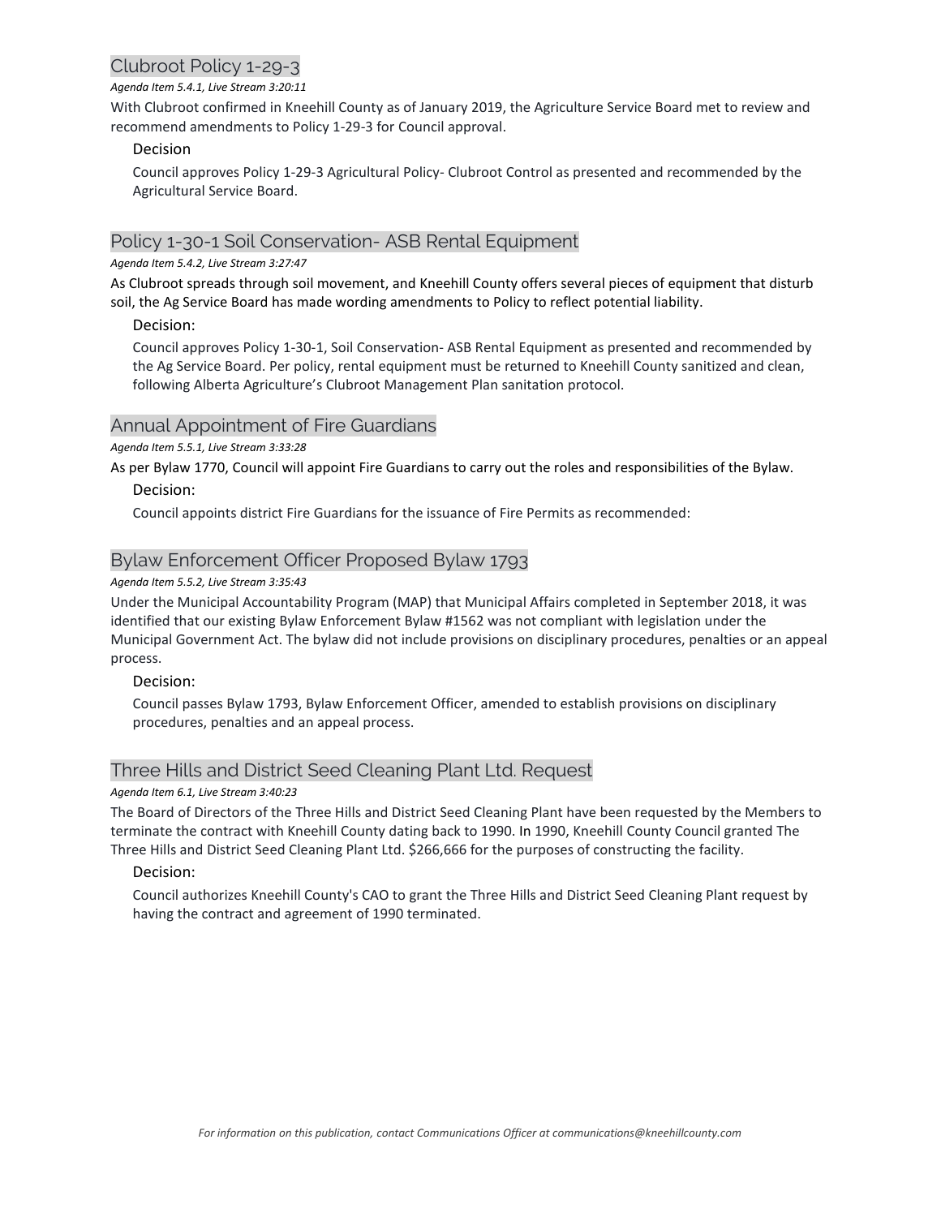## Clubroot Policy 1-29-3

*Agenda Item 5.4.1, Live Stream 3:20:11*

With Clubroot confirmed in Kneehill County as of January 2019, the Agriculture Service Board met to review and recommend amendments to Policy 1-29-3 for Council approval.

### Decision

Council approves Policy 1-29-3 Agricultural Policy- Clubroot Control as presented and recommended by the Agricultural Service Board.

## Policy 1-30-1 Soil Conservation- ASB Rental Equipment

*Agenda Item 5.4.2, Live Stream 3:27:47*

As Clubroot spreads through soil movement, and Kneehill County offers several pieces of equipment that disturb soil, the Ag Service Board has made wording amendments to Policy to reflect potential liability.

### Decision:

Council approves Policy 1-30-1, Soil Conservation- ASB Rental Equipment as presented and recommended by the Ag Service Board. Per policy, rental equipment must be returned to Kneehill County sanitized and clean, following Alberta Agriculture's Clubroot Management Plan sanitation protocol.

## Annual Appointment of Fire Guardians

*Agenda Item 5.5.1, Live Stream 3:33:28*

As per Bylaw 1770, Council will appoint Fire Guardians to carry out the roles and responsibilities of the Bylaw.

### Decision:

Council appoints district Fire Guardians for the issuance of Fire Permits as recommended:

## Bylaw Enforcement Officer Proposed Bylaw 1793

*Agenda Item 5.5.2, Live Stream 3:35:43*

Under the Municipal Accountability Program (MAP) that Municipal Affairs completed in September 2018, it was identified that our existing Bylaw Enforcement Bylaw #1562 was not compliant with legislation under the Municipal Government Act. The bylaw did not include provisions on disciplinary procedures, penalties or an appeal process.

### Decision:

Council passes Bylaw 1793, Bylaw Enforcement Officer, amended to establish provisions on disciplinary procedures, penalties and an appeal process.

## Three Hills and District Seed Cleaning Plant Ltd. Request

*Agenda Item 6.1, Live Stream 3:40:23*

The Board of Directors of the Three Hills and District Seed Cleaning Plant have been requested by the Members to terminate the contract with Kneehill County dating back to 1990. In 1990, Kneehill County Council granted The Three Hills and District Seed Cleaning Plant Ltd. $266,666 for the purposes of constructing the facility.

### Decision:

Council authorizes Kneehill County's CAO to grant the Three Hills and District Seed Cleaning Plant request by having the contract and agreement of 1990 terminated.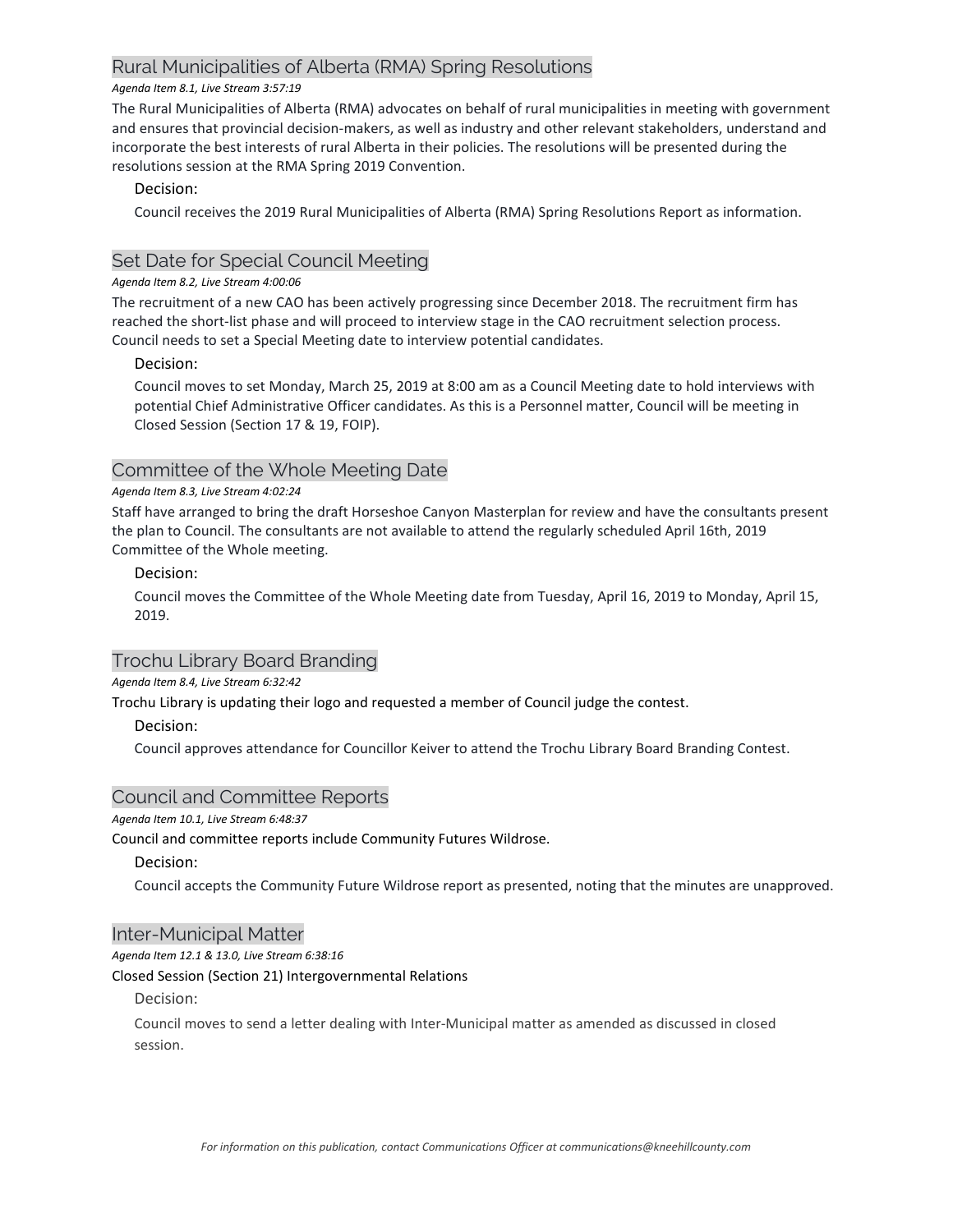## Rural Municipalities of Alberta (RMA) Spring Resolutions

*Agenda Item 8.1, Live Stream 3:57:19*

The Rural Municipalities of Alberta (RMA) advocates on behalf of rural municipalities in meeting with government and ensures that provincial decision-makers, as well as industry and other relevant stakeholders, understand and incorporate the best interests of rural Alberta in their policies. The resolutions will be presented during the resolutions session at the RMA Spring 2019 Convention.

### Decision:

Council receives the 2019 Rural Municipalities of Alberta (RMA) Spring Resolutions Report as information.

## Set Date for Special Council Meeting

*Agenda Item 8.2, Live Stream 4:00:06*

The recruitment of a new CAO has been actively progressing since December 2018. The recruitment firm has reached the short-list phase and will proceed to interview stage in the CAO recruitment selection process. Council needs to set a Special Meeting date to interview potential candidates.

### Decision:

Council moves to set Monday, March 25, 2019 at 8:00 am as a Council Meeting date to hold interviews with potential Chief Administrative Officer candidates. As this is a Personnel matter, Council will be meeting in Closed Session (Section 17 & 19, FOIP).

## Committee of the Whole Meeting Date

*Agenda Item 8.3, Live Stream 4:02:24*

Staff have arranged to bring the draft Horseshoe Canyon Masterplan for review and have the consultants present the plan to Council. The consultants are not available to attend the regularly scheduled April 16th, 2019 Committee of the Whole meeting.

### Decision:

Council moves the Committee of the Whole Meeting date from Tuesday, April 16, 2019 to Monday, April 15, 2019.

## Trochu Library Board Branding

*Agenda Item 8.4, Live Stream 6:32:42*

Trochu Library is updating their logo and requested a member of Council judge the contest.

### Decision:

Council approves attendance for Councillor Keiver to attend the Trochu Library Board Branding Contest.

## Council and Committee Reports

*Agenda Item 10.1, Live Stream 6:48:37*

Council and committee reports include Community Futures Wildrose.

### Decision:

Council accepts the Community Future Wildrose report as presented, noting that the minutes are unapproved.

## Inter-Municipal Matter

*Agenda Item 12.1 & 13.0, Live Stream 6:38:16*

Closed Session (Section 21) Intergovernmental Relations

### Decision:

Council moves to send a letter dealing with Inter-Municipal matter as amended as discussed in closed session.

*For information on this publication, contact Communications Officer at communications@kneehillcounty.com*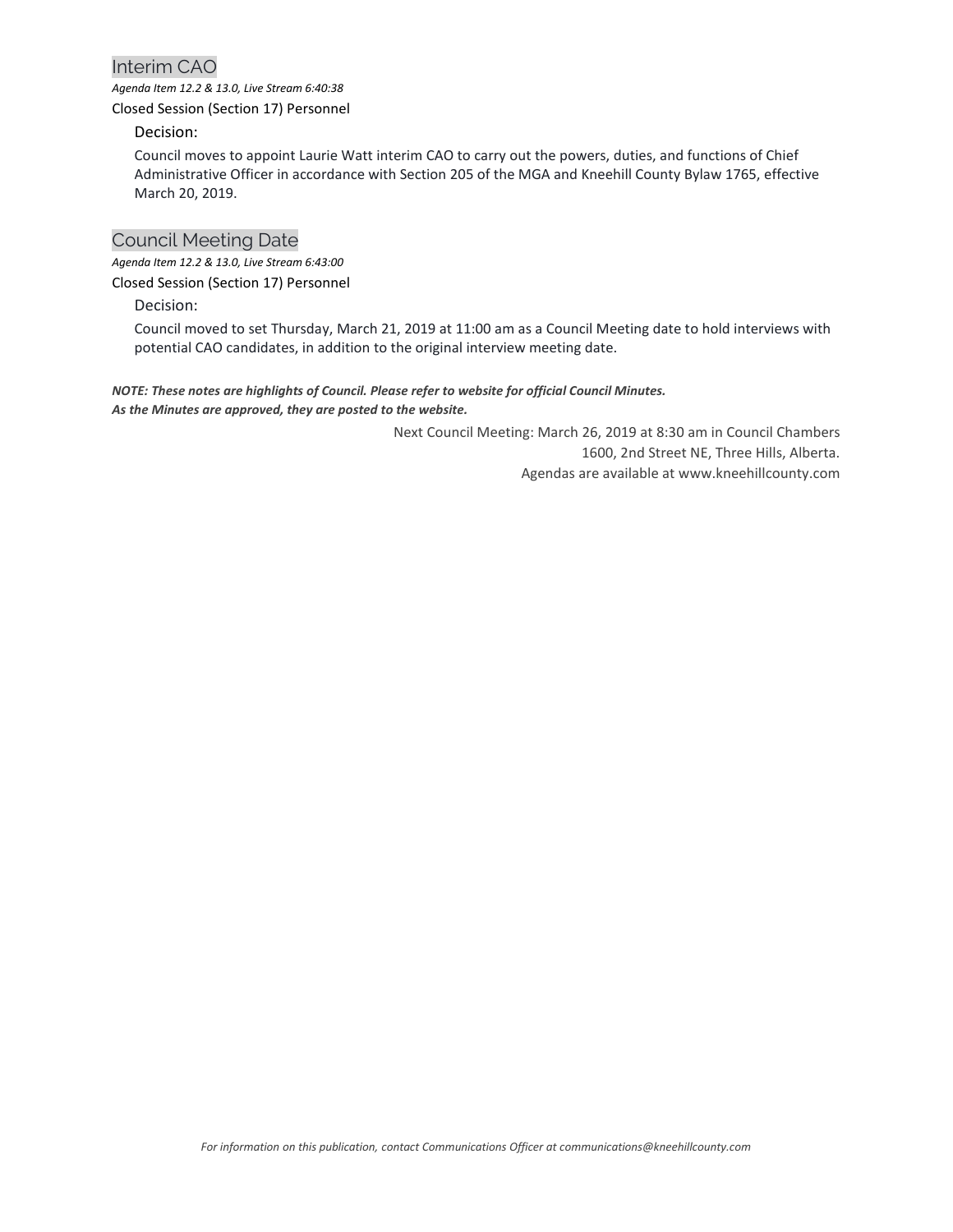## Interim CAO

*Agenda Item 12.2 & 13.0, Live Stream 6:40:38*

Closed Session (Section 17) Personnel

### Decision:

Council moves to appoint Laurie Watt interim CAO to carry out the powers, duties, and functions of Chief Administrative Officer in accordance with Section 205 of the MGA and Kneehill County Bylaw 1765, effective March 20, 2019.

## Council Meeting Date

*Agenda Item 12.2 & 13.0, Live Stream 6:43:00*

Closed Session (Section 17) Personnel

### Decision:

Council moved to set Thursday, March 21, 2019 at 11:00 am as a Council Meeting date to hold interviews with potential CAO candidates, in addition to the original interview meeting date.

***NOTE: These notes are highlights of Council. Please refer to website for official Council Minutes.***
***As the Minutes are approved, they are posted to the website.***

Next Council Meeting: March 26, 2019 at 8:30 am in Council Chambers
1600, 2nd Street NE, Three Hills, Alberta.
Agendas are available at www.kneehillcounty.com

*For information on this publication, contact Communications Officer at communications@kneehillcounty.com*